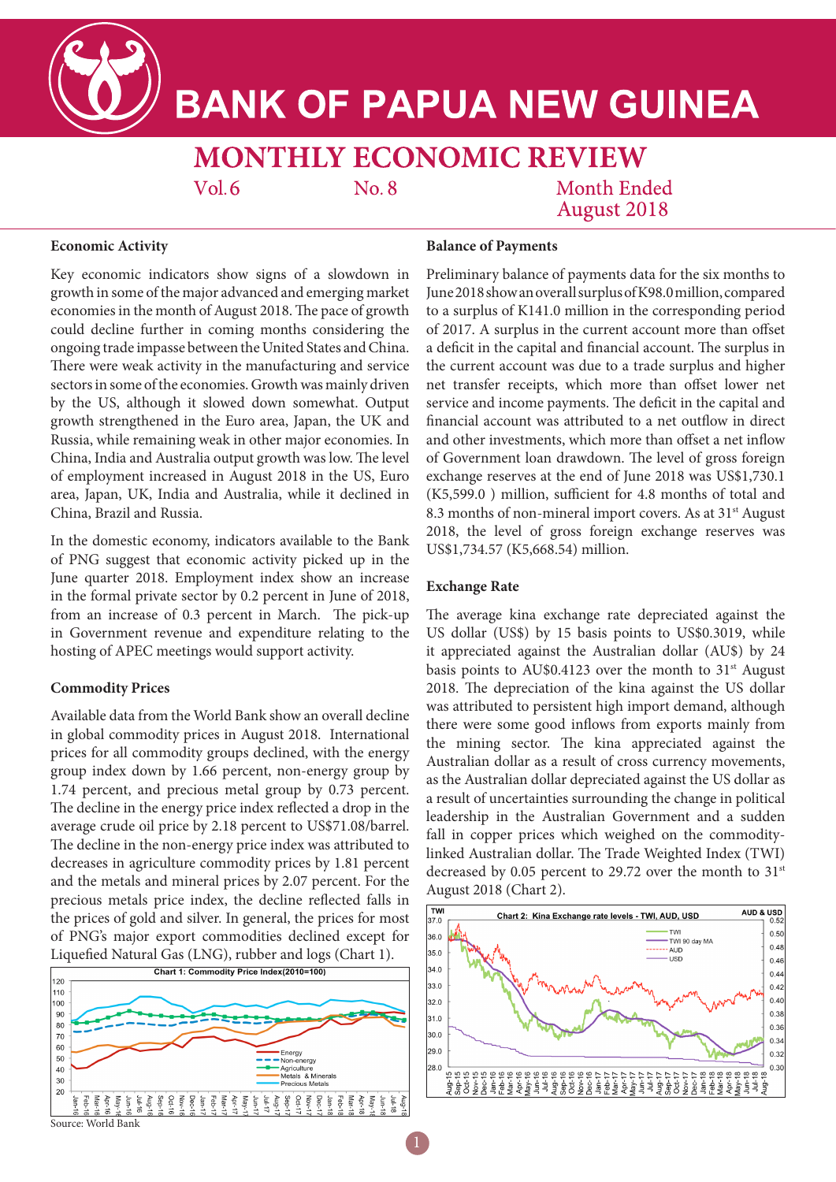# BANK OF PAPUA NEW GUINEA

## MONTHLY ECONOMIC REVIEW

Vol. 6 No. 8 Month Ended August 2018

### Economic Activity

Key economic indicators show signs of a slowdown in growth in some of the major advanced and emerging market economies in the month of August 2018. The pace of growth could decline further in coming months considering the ongoing trade impasse between the United States and China. There were weak activity in the manufacturing and service sectors in some of the economies. Growth was mainly driven by the US, although it slowed down somewhat. Output growth strengthened in the Euro area, Japan, the UK and Russia, while remaining weak in other major economies. In China, India and Australia output growth was low. The level of employment increased in August 2018 in the US, Euro area, Japan, UK, India and Australia, while it declined in China, Brazil and Russia.

In the domestic economy, indicators available to the Bank of PNG suggest that economic activity picked up in the June quarter 2018. Employment index show an increase in the formal private sector by 0.2 percent in June of 2018, from an increase of 0.3 percent in March. The pick-up in Government revenue and expenditure relating to the hosting of APEC meetings would support activity.

### Commodity Prices

Available data from the World Bank show an overall decline in global commodity prices in August 2018. International prices for all commodity groups declined, with the energy group index down by 1.66 percent, non-energy group by 1.74 percent, and precious metal group by 0.73 percent. The decline in the energy price index reflected a drop in the average crude oil price by 2.18 percent to US$71.08/barrel. The decline in the non-energy price index was attributed to decreases in agriculture commodity prices by 1.81 percent and the metals and mineral prices by 2.07 percent. For the precious metals price index, the decline reflected falls in the prices of gold and silver. In general, the prices for most of PNG's major export commodities declined except for Liquefied Natural Gas (LNG), rubber and logs (Chart 1).

Chart 1: Commodity Price Index(2010=100)

Source: World Bank

### Balance of Payments

Preliminary balance of payments data for the six months to June 2018 show an overall surplus of K98.0 million, compared to a surplus of K141.0 million in the corresponding period of 2017. A surplus in the current account more than offset a deficit in the capital and financial account. The surplus in the current account was due to a trade surplus and higher net transfer receipts, which more than offset lower net service and income payments. The deficit in the capital and financial account was attributed to a net outflow in direct and other investments, which more than offset a net inflow of Government loan drawdown. The level of gross foreign exchange reserves at the end of June 2018 was US$1,730.1 (K5,599.0 ) million, sufficient for 4.8 months of total and 8.3 months of non-mineral import covers. As at 31st August 2018, the level of gross foreign exchange reserves was US$1,734.57 (K5,668.54) million.

### Exchange Rate

The average kina exchange rate depreciated against the US dollar (US$) by 15 basis points to US$0.3019, while it appreciated against the Australian dollar (AU$) by 24 basis points to AU$0.4123 over the month to 31st August 2018. The depreciation of the kina against the US dollar was attributed to persistent high import demand, although there were some good inflows from exports mainly from the mining sector. The kina appreciated against the Australian dollar as a result of cross currency movements, as the Australian dollar depreciated against the US dollar as a result of uncertainties surrounding the change in political leadership in the Australian Government and a sudden fall in copper prices which weighed on the commodity-linked Australian dollar. The Trade Weighted Index (TWI) decreased by 0.05 percent to 29.72 over the month to 31st August 2018 (Chart 2).

Chart 2: Kina Exchange rate levels - TWI, AUD, USD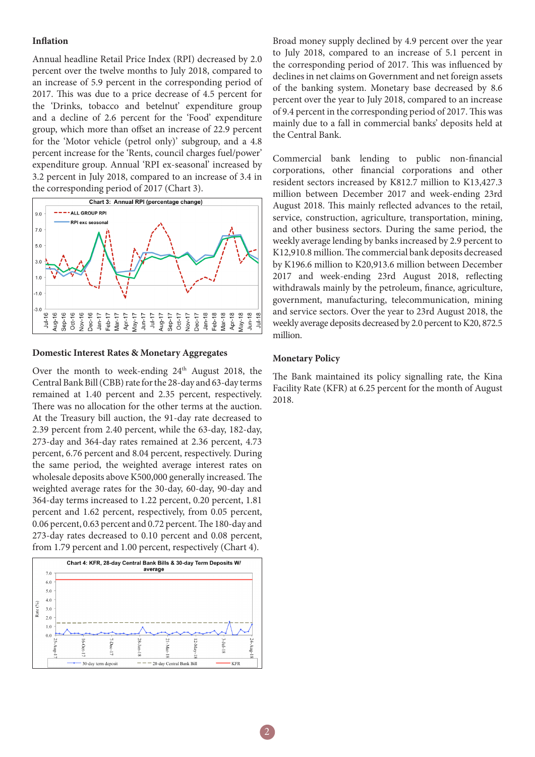### Inflation

Annual headline Retail Price Index (RPI) decreased by 2.0 percent over the twelve months to July 2018, compared to an increase of 5.9 percent in the corresponding period of 2017. This was due to a price decrease of 4.5 percent for the 'Drinks, tobacco and betelnut' expenditure group and a decline of 2.6 percent for the 'Food' expenditure group, which more than offset an increase of 22.9 percent for the 'Motor vehicle (petrol only)' subgroup, and a 4.8 percent increase for the 'Rents, council charges fuel/power' expenditure group. Annual 'RPI ex-seasonal' increased by 3.2 percent in July 2018, compared to an increase of 3.4 in the corresponding period of 2017 (Chart 3).

**Chart 3: Annual RPI (percentage change)**

### Domestic Interest Rates & Monetary Aggregates

Over the month to week-ending 24th August 2018, the Central Bank Bill (CBB) rate for the 28-day and 63-day terms remained at 1.40 percent and 2.35 percent, respectively. There was no allocation for the other terms at the auction. At the Treasury bill auction, the 91-day rate decreased to 2.39 percent from 2.40 percent, while the 63-day, 182-day, 273-day and 364-day rates remained at 2.36 percent, 4.73 percent, 6.76 percent and 8.04 percent, respectively. During the same period, the weighted average interest rates on wholesale deposits above K500,000 generally increased. The weighted average rates for the 30-day, 60-day, 90-day and 364-day terms increased to 1.22 percent, 0.20 percent, 1.81 percent and 1.62 percent, respectively, from 0.05 percent, 0.06 percent, 0.63 percent and 0.72 percent. The 180-day and 273-day rates decreased to 0.10 percent and 0.08 percent, from 1.79 percent and 1.00 percent, respectively (Chart 4).

**Chart 4: KFR, 28-day Central Bank Bills & 30-day Term Deposits W/ average**

Broad money supply declined by 4.9 percent over the year to July 2018, compared to an increase of 5.1 percent in the corresponding period of 2017. This was influenced by declines in net claims on Government and net foreign assets of the banking system. Monetary base decreased by 8.6 percent over the year to July 2018, compared to an increase of 9.4 percent in the corresponding period of 2017. This was mainly due to a fall in commercial banks' deposits held at the Central Bank.

Commercial bank lending to public non-financial corporations, other financial corporations and other resident sectors increased by K812.7 million to K13,427.3 million between December 2017 and week-ending 23rd August 2018. This mainly reflected advances to the retail, service, construction, agriculture, transportation, mining, and other business sectors. During the same period, the weekly average lending by banks increased by 2.9 percent to K12,910.8 million. The commercial bank deposits decreased by K196.6 million to K20,913.6 million between December 2017 and week-ending 23rd August 2018, reflecting withdrawals mainly by the petroleum, finance, agriculture, government, manufacturing, telecommunication, mining and service sectors. Over the year to 23rd August 2018, the weekly average deposits decreased by 2.0 percent to K20, 872.5 million.

### Monetary Policy

The Bank maintained its policy signalling rate, the Kina Facility Rate (KFR) at 6.25 percent for the month of August 2018.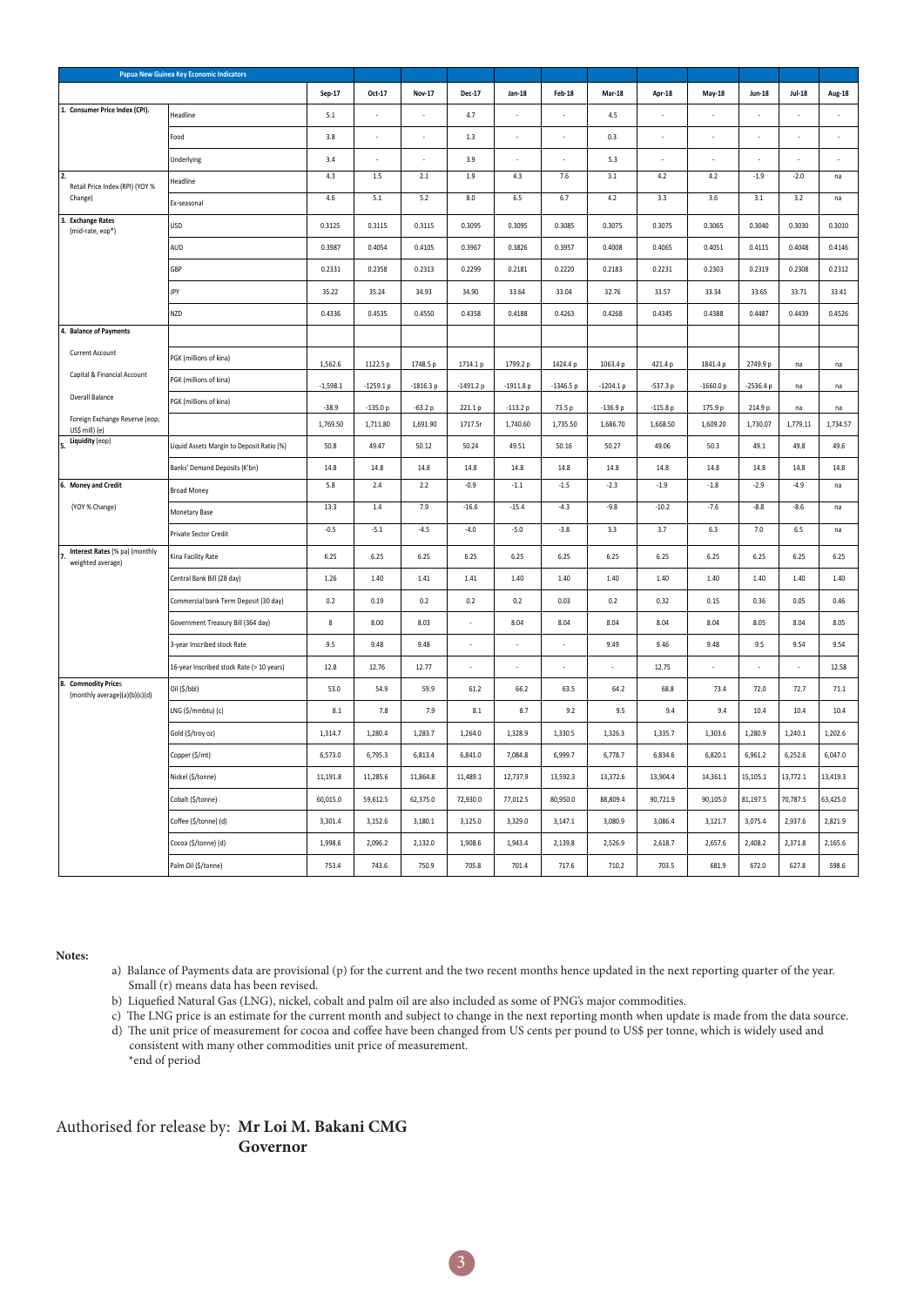| Papua New Guinea Key Economic Indicators | | | | | | | | | | | | | |
|---|---|---|---|---|---|---|---|---|---|---|---|---|---|
| | | Sep-17 | Oct-17 | Nov-17 | Dec-17 | Jan-18 | Feb-18 | Mar-18 | Apr-18 | May-18 | Jun-18 | Jul-18 | Aug-18 |
| 1. Consumer Price Index (CPI). | Headline | 5.1 | - | - | 4.7 | - | - | 4.5 | - | - | - | - | - |
| | Food | 3.8 | - | - | 1.3 | - | - | 0.3 | - | - | - | - | - |
| | Underlying | 3.4 | - | - | 3.9 | - | - | 5.3 | - | - | - | - | - |
| 2. Retail Price Index (RPI) (YOY % Change) | Headline | 4.3 | 1.5 | 2.1 | 1.9 | 4.3 | 7.6 | 3.1 | 4.2 | 4.2 | -1.9 | -2.0 | na |
| | Ex-seasonal | 4.6 | 5.1 | 5.2 | 8.0 | 6.5 | 6.7 | 4.2 | 3.3 | 3.6 | 3.1 | 3.2 | na |
| 3. Exchange Rates (mid-rate, eop*) | USD | 0.3125 | 0.3115 | 0.3115 | 0.3095 | 0.3095 | 0.3085 | 0.3075 | 0.3075 | 0.3065 | 0.3040 | 0.3030 | 0.3010 |
| | AUD | 0.3987 | 0.4054 | 0.4105 | 0.3967 | 0.3826 | 0.3957 | 0.4008 | 0.4065 | 0.4051 | 0.4115 | 0.4048 | 0.4146 |
| | GBP | 0.2331 | 0.2358 | 0.2313 | 0.2299 | 0.2181 | 0.2220 | 0.2183 | 0.2231 | 0.2303 | 0.2319 | 0.2308 | 0.2312 |
| | JPY | 35.22 | 35.24 | 34.93 | 34.90 | 33.64 | 33.04 | 32.76 | 33.57 | 33.34 | 33.65 | 33.71 | 33.41 |
| | NZD | 0.4336 | 0.4535 | 0.4550 | 0.4358 | 0.4188 | 0.4263 | 0.4268 | 0.4345 | 0.4388 | 0.4487 | 0.4439 | 0.4526 |
| 4. Balance of Payments | | | | | | | | | | | | | |
| Current Account | PGK (millions of kina) | 1,562.6 | 1122.5 p | 1748.5 p | 1714.1 p | 1799.2 p | 1424.4 p | 1063.4 p | 421.4 p | 1841.4 p | 2749.9 p | na | na |
| Capital & Financial Account | PGK (millions of kina) | -1,598.1 | -1259.1 p | -1816.3 p | -1491.2 p | -1911.8 p | -1346.5 p | -1204.1 p | -537.3 p | -1660.0 p | -2536.4 p | na | na |
| Overall Balance | PGK (millions of kina) | -38.9 | -135.0 p | -63.2 p | 221.1 p | -113.2 p | 73.5 p | -136.9 p | -115.8 p | 175.9 p | 214.9 p | na | na |
| Foreign Exchange Reserve (eop, US$ mill) (e) | | 1,769.50 | 1,711.80 | 1,691.90 | 1717.5r | 1,740.60 | 1,735.50 | 1,686.70 | 1,668.50 | 1,609.20 | 1,730.07 | 1,779.11 | 1,734.57 |
| 5. Liquidity (eop) | Liquid Assets Margin to Deposit Ratio (%) | 50.8 | 49.47 | 50.12 | 50.24 | 49.51 | 50.16 | 50.27 | 49.06 | 50.3 | 49.1 | 49.8 | 49.6 |
| | Banks' Demand Deposits (K'bn) | 14.8 | 14.8 | 14.8 | 14.8 | 14.8 | 14.8 | 14.8 | 14.8 | 14.8 | 14.8 | 14.8 | 14.8 |
| 6. Money and Credit (YOY % Change) | Broad Money | 5.8 | 2.4 | 2.2 | -0.9 | -1.1 | -1.5 | -2.3 | -1.9 | -1.8 | -2.9 | -4.9 | na |
| | Monetary Base | 13.3 | 1.4 | 7.9 | -16.6 | -15.4 | -4.3 | -9.8 | -10.2 | -7.6 | -8.8 | -8.6 | na |
| | Private Sector Credit | -0.5 | -5.1 | -4.5 | -4.0 | -5.0 | -3.8 | 3.3 | 3.7 | 6.3 | 7.0 | 6.5 | na |
| 7. Interest Rates (% pa) (monthly weighted average) | Kina Facility Rate | 6.25 | 6.25 | 6.25 | 6.25 | 6.25 | 6.25 | 6.25 | 6.25 | 6.25 | 6.25 | 6.25 | 6.25 |
| | Central Bank Bill (28 day) | 1.26 | 1.40 | 1.41 | 1.41 | 1.40 | 1.40 | 1.40 | 1.40 | 1.40 | 1.40 | 1.40 | 1.40 |
| | Commercial bank Term Deposit (30 day) | 0.2 | 0.19 | 0.2 | 0.2 | 0.2 | 0.03 | 0.2 | 0.32 | 0.15 | 0.36 | 0.05 | 0.46 |
| | Government Treasury Bill (364 day) | 8 | 8.00 | 8.03 | - | 8.04 | 8.04 | 8.04 | 8.04 | 8.04 | 8.05 | 8.04 | 8.05 |
| | 3-year Inscribed stock Rate | 9.5 | 9.48 | 9.48 | - | - | - | 9.49 | 9.46 | 9.48 | 9.5 | 9.54 | 9.54 |
| | 16-year Inscribed stock Rate (> 10 years) | 12.8 | 12.76 | 12.77 | - | - | - | - | 12.75 | - | - | - | 12.58 |
| 8. Commodity Prices (monthly average)(a)(b)(c)(d) | Oil ($/bbl) | 53.0 | 54.9 | 59.9 | 61.2 | 66.2 | 63.5 | 64.2 | 68.8 | 73.4 | 72.0 | 72.7 | 71.1 |
| | LNG ($/mmbtu) (c) | 8.1 | 7.8 | 7.9 | 8.1 | 8.7 | 9.2 | 9.5 | 9.4 | 9.4 | 10.4 | 10.4 | 10.4 |
| | Gold ($/troy oz) | 1,314.7 | 1,280.4 | 1,283.7 | 1,264.0 | 1,328.9 | 1,330.5 | 1,326.3 | 1,335.7 | 1,303.6 | 1,280.9 | 1,240.1 | 1,202.6 |
| | Copper ($/mt) | 6,573.0 | 6,795.3 | 6,813.4 | 6,841.0 | 7,084.8 | 6,999.7 | 6,778.7 | 6,834.6 | 6,820.1 | 6,961.2 | 6,252.6 | 6,047.0 |
| | Nickel ($/tonne) | 11,191.8 | 11,285.6 | 11,864.8 | 11,489.1 | 12,737.9 | 13,592.3 | 13,372.6 | 13,904.4 | 14,361.1 | 15,105.1 | 13,772.1 | 13,419.3 |
| | Cobalt ($/tonne) | 60,015.0 | 59,612.5 | 62,375.0 | 72,930.0 | 77,012.5 | 80,950.0 | 88,809.4 | 90,721.9 | 90,105.0 | 81,197.5 | 70,787.5 | 63,425.0 |
| | Coffee ($/tonne) (d) | 3,301.4 | 3,152.6 | 3,180.1 | 3,125.0 | 3,329.0 | 3,147.1 | 3,080.9 | 3,086.4 | 3,121.7 | 3,075.4 | 2,937.6 | 2,821.9 |
| | Cocoa ($/tonne) (d) | 1,998.6 | 2,096.2 | 2,132.0 | 1,908.6 | 1,943.4 | 2,139.8 | 2,526.9 | 2,618.7 | 2,657.6 | 2,408.2 | 2,371.8 | 2,165.6 |
| | Palm Oil ($/tonne) | 753.4 | 743.6 | 750.9 | 705.8 | 701.4 | 717.6 | 710.2 | 703.5 | 681.9 | 672.0 | 627.8 | 598.6 |

**Notes:**

a) Balance of Payments data are provisional (p) for the current and the two recent months hence updated in the next reporting quarter of the year. Small (r) means data has been revised.

b) Liquefied Natural Gas (LNG), nickel, cobalt and palm oil are also included as some of PNG's major commodities.

c) The LNG price is an estimate for the current month and subject to change in the next reporting month when update is made from the data source.

d) The unit price of measurement for cocoa and coffee have been changed from US cents per pound to US$ per tonne, which is widely used and consistent with many other commodities unit price of measurement.

*end of period

Authorised for release by: **Mr Loi M. Bakani CMG**
**Governor**